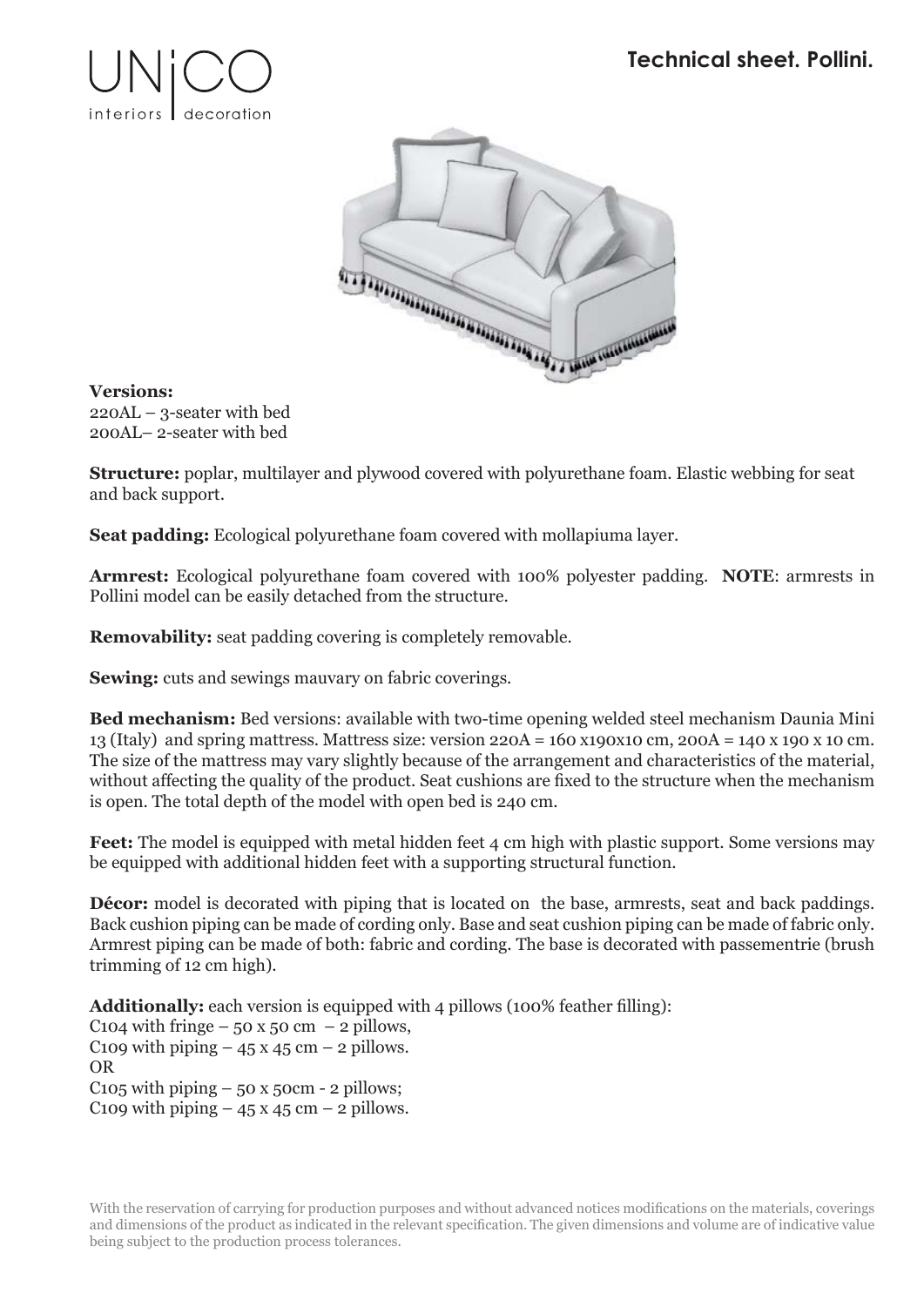UNiCO
interiors | decoration

# Technical sheet. Pollini.

**Versions:**
220AL – 3-seater with bed
200AL– 2-seater with bed

**Structure:** poplar, multilayer and plywood covered with polyurethane foam. Elastic webbing for seat and back support.

**Seat padding:** Ecological polyurethane foam covered with mollapiuma layer.

**Armrest:** Ecological polyurethane foam covered with 100% polyester padding. **NOTE**: armrests in Pollini model can be easily detached from the structure.

**Removability:** seat padding covering is completely removable.

**Sewing:** cuts and sewings mauvary on fabric coverings.

**Bed mechanism:** Bed versions: available with two-time opening welded steel mechanism Daunia Mini 13 (Italy) and spring mattress. Mattress size: version 220A = 160 x190x10 cm, 200A = 140 x 190 x 10 cm. The size of the mattress may vary slightly because of the arrangement and characteristics of the material, without affecting the quality of the product. Seat cushions are fixed to the structure when the mechanism is open. The total depth of the model with open bed is 240 cm.

**Feet:** The model is equipped with metal hidden feet 4 cm high with plastic support. Some versions may be equipped with additional hidden feet with a supporting structural function.

**Décor:** model is decorated with piping that is located on the base, armrests, seat and back paddings. Back cushion piping can be made of cording only. Base and seat cushion piping can be made of fabric only. Armrest piping can be made of both: fabric and cording. The base is decorated with passementrie (brush trimming of 12 cm high).

**Additionally:** each version is equipped with 4 pillows (100% feather filling):
C104 with fringe – 50 x 50 cm – 2 pillows,
C109 with piping – 45 x 45 cm – 2 pillows.
OR
C105 with piping – 50 x 50cm - 2 pillows;
C109 with piping – 45 x 45 cm – 2 pillows.

With the reservation of carrying for production purposes and without advanced notices modifications on the materials, coverings and dimensions of the product as indicated in the relevant specification. The given dimensions and volume are of indicative value being subject to the production process tolerances.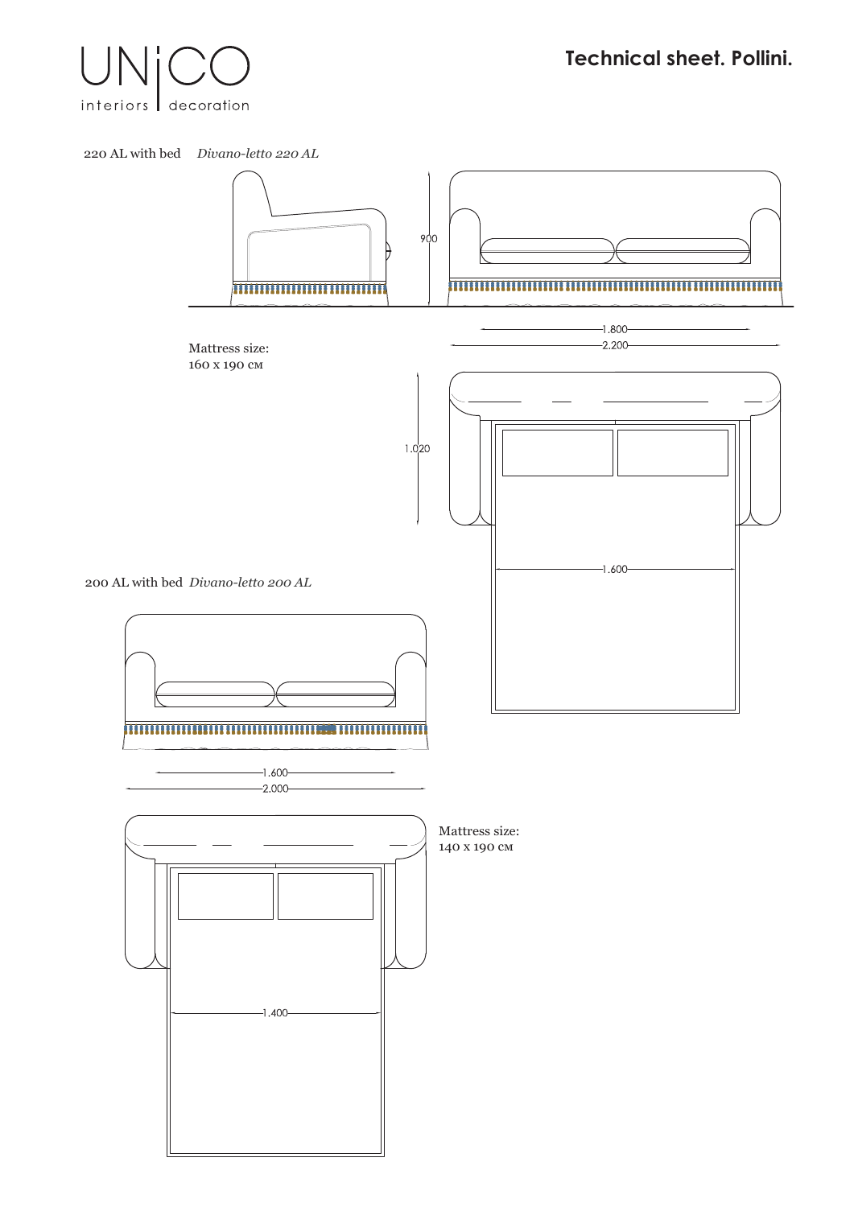# Technical sheet. Pollini.

220 AL with bed *Divano-letto 220 AL*

900

1.800

2.200

Mattress size:
160 x 190 cm

1.020

1.600

200 AL with bed *Divano-letto 200 AL*

1.600

2.000

Mattress size:
140 x 190 cm

1.400